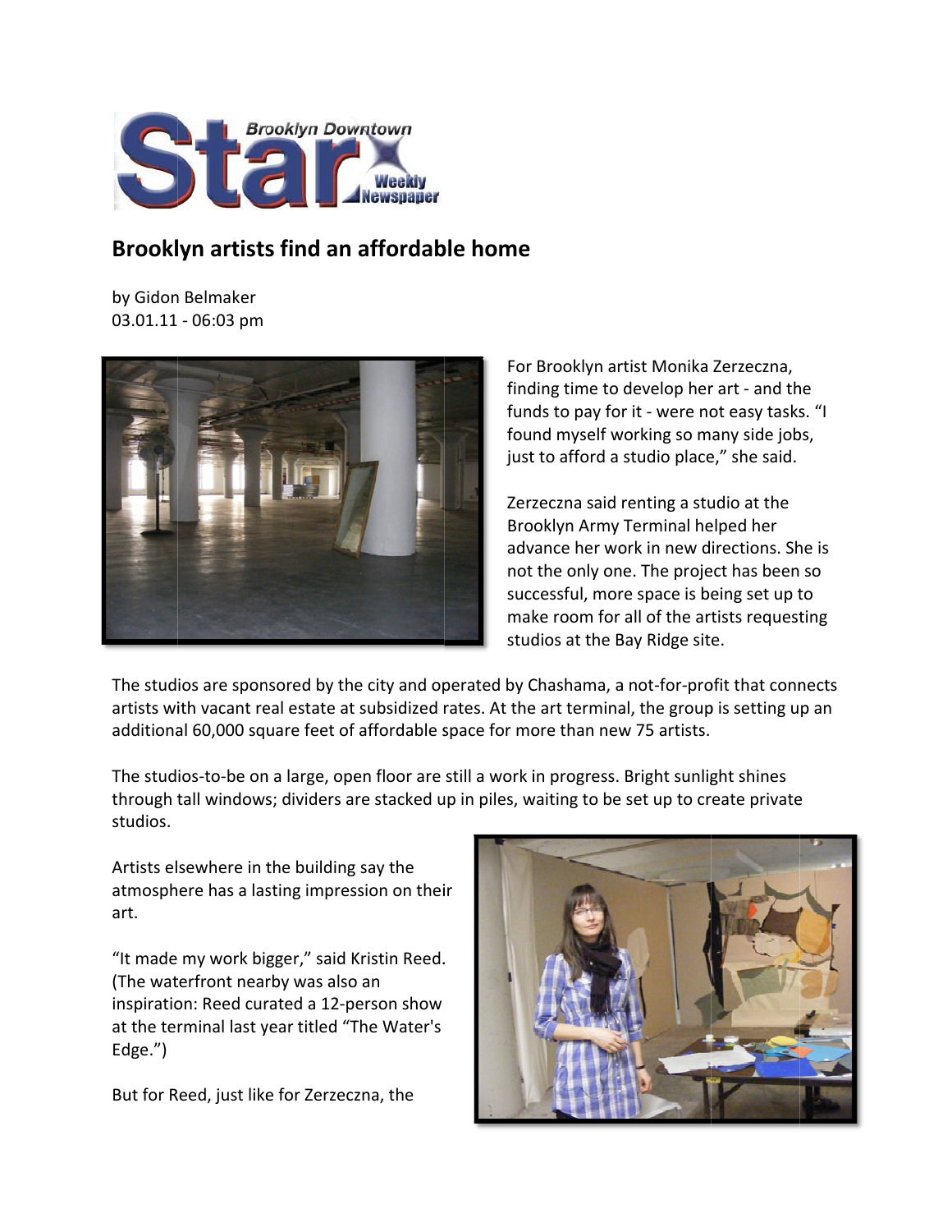Brooklyn Downtown Star Weekly Newspaper

# Brooklyn artists find an affordable home

by Gidon Belmaker
03.01.11 - 06:03 pm

For Brooklyn artist Monika Zerzeczna, finding time to develop her art - and the funds to pay for it - were not easy tasks. "I found myself working so many side jobs, just to afford a studio place," she said.

Zerzeczna said renting a studio at the Brooklyn Army Terminal helped her advance her work in new directions. She is not the only one. The project has been so successful, more space is being set up to make room for all of the artists requesting studios at the Bay Ridge site.

The studios are sponsored by the city and operated by Chashama, a not-for-profit that connects artists with vacant real estate at subsidized rates. At the art terminal, the group is setting up an additional 60,000 square feet of affordable space for more than new 75 artists.

The studios-to-be on a large, open floor are still a work in progress. Bright sunlight shines through tall windows; dividers are stacked up in piles, waiting to be set up to create private studios.

Artists elsewhere in the building say the atmosphere has a lasting impression on their art.

"It made my work bigger," said Kristin Reed. (The waterfront nearby was also an inspiration: Reed curated a 12-person show at the terminal last year titled "The Water's Edge.")

But for Reed, just like for Zerzeczna, the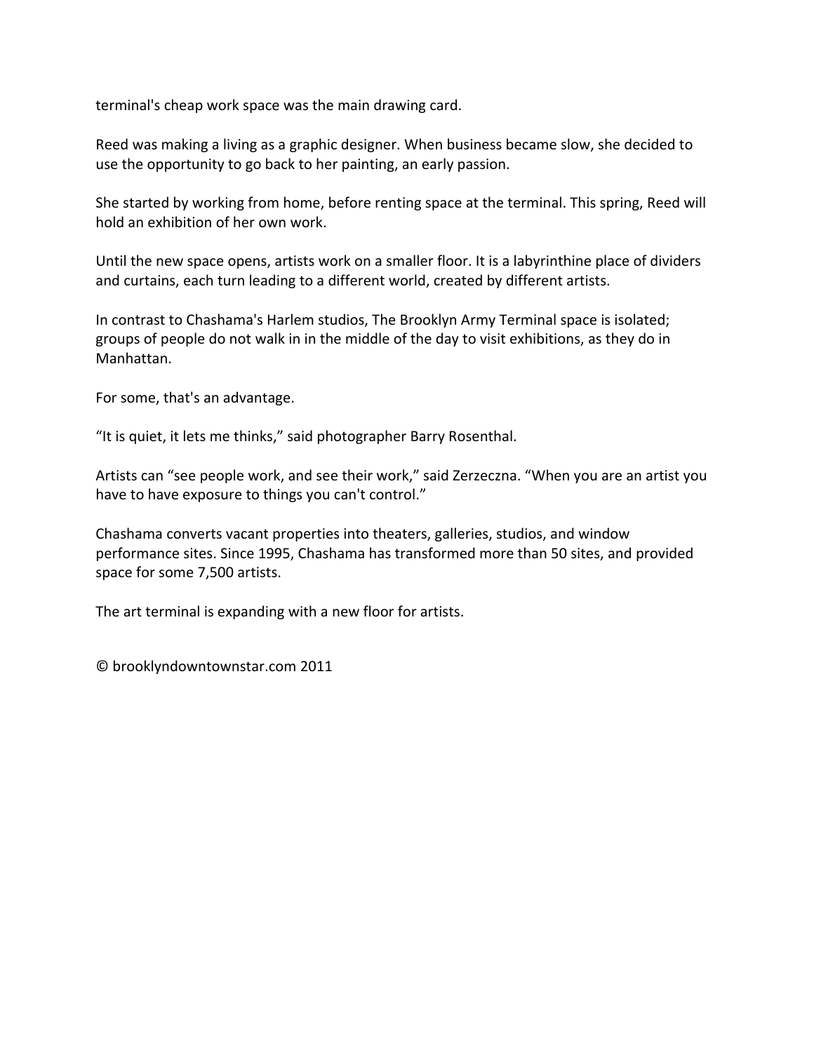terminal's cheap work space was the main drawing card.

Reed was making a living as a graphic designer. When business became slow, she decided to use the opportunity to go back to her painting, an early passion.

She started by working from home, before renting space at the terminal. This spring, Reed will hold an exhibition of her own work.

Until the new space opens, artists work on a smaller floor. It is a labyrinthine place of dividers and curtains, each turn leading to a different world, created by different artists.

In contrast to Chashama's Harlem studios, The Brooklyn Army Terminal space is isolated; groups of people do not walk in in the middle of the day to visit exhibitions, as they do in Manhattan.

For some, that's an advantage.

"It is quiet, it lets me thinks," said photographer Barry Rosenthal.

Artists can "see people work, and see their work," said Zerzeczna. "When you are an artist you have to have exposure to things you can't control."

Chashama converts vacant properties into theaters, galleries, studios, and window performance sites. Since 1995, Chashama has transformed more than 50 sites, and provided space for some 7,500 artists.

The art terminal is expanding with a new floor for artists.

© brooklyndowntownstar.com 2011